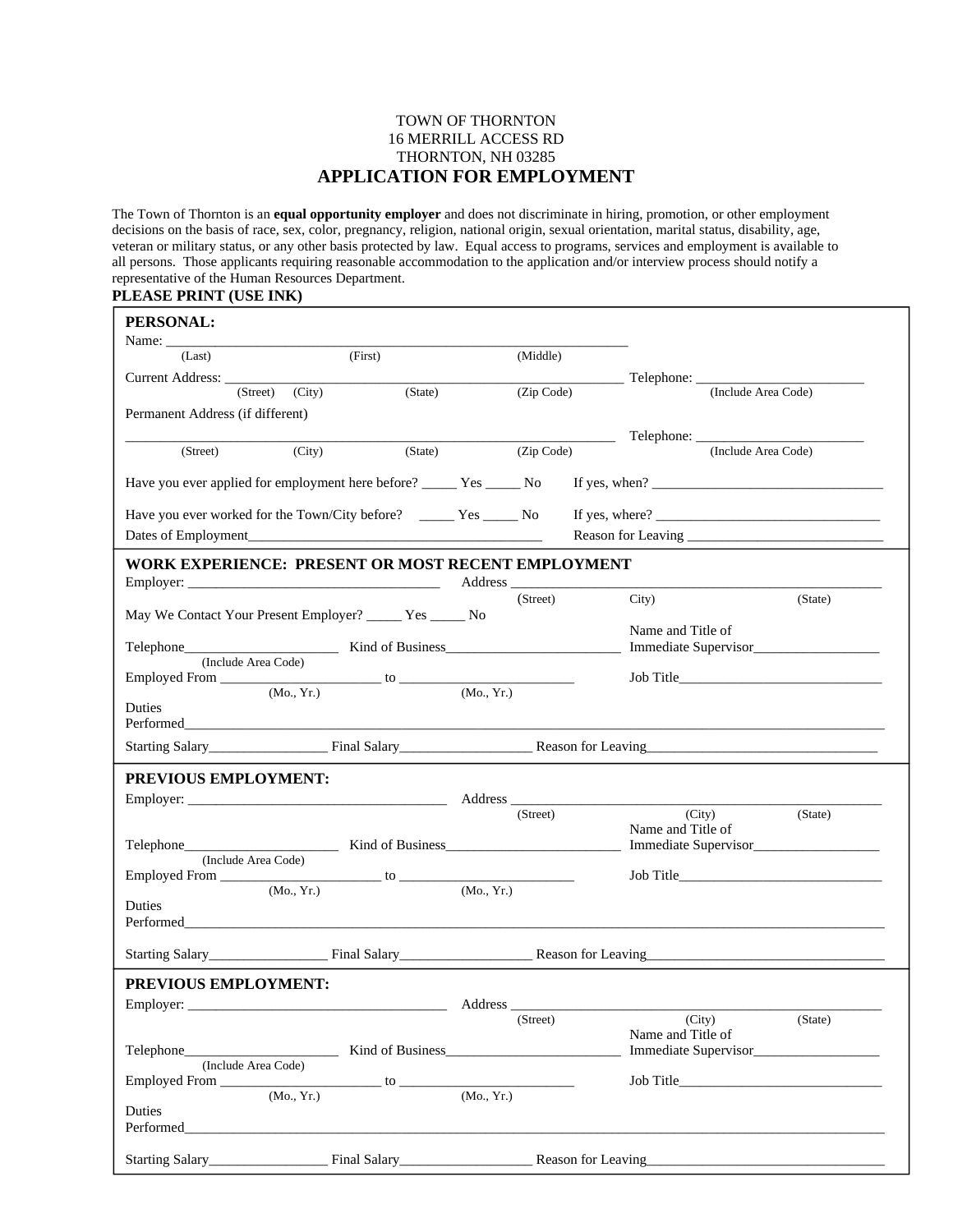TOWN OF THORNTON
16 MERRILL ACCESS RD
THORNTON, NH 03285

# APPLICATION FOR EMPLOYMENT

The Town of Thornton is an **equal opportunity employer** and does not discriminate in hiring, promotion, or other employment decisions on the basis of race, sex, color, pregnancy, religion, national origin, sexual orientation, marital status, disability, age, veteran or military status, or any other basis protected by law. Equal access to programs, services and employment is available to all persons. Those applicants requiring reasonable accommodation to the application and/or interview process should notify a representative of the Human Resources Department.

**PLEASE PRINT (USE INK)**

## PERSONAL:

Name: ____________________________________________________________
(Last) (First) (Middle)

Current Address: ______________________________________________ Telephone: ______________________
(Street) (City) (State) (Zip Code) (Include Area Code)

Permanent Address (if different)

______________________________________________________________ Telephone: ______________________
(Street) (City) (State) (Zip Code) (Include Area Code)

Have you ever applied for employment here before? _____ Yes _____ No If yes, when? ______________________________

Have you ever worked for the Town/City before? _____ Yes _____ No If yes, where? ______________________________

Dates of Employment________________________________________ Reason for Leaving ___________________________

## WORK EXPERIENCE: PRESENT OR MOST RECENT EMPLOYMENT

Employer: __________________________________ Address ______________________________________________
(Street) City) (State)

May We Contact Your Present Employer? _____ Yes _____ No

Telephone_____________________ Kind of Business________________________ Name and Title of Immediate Supervisor_________________
(Include Area Code)

Employed From ______________________ to ________________________ Job Title_____________________________
(Mo., Yr.) (Mo., Yr.)

Duties Performed_____________________________________________________________________________________

Starting Salary________________ Final Salary__________________ Reason for Leaving________________________________

## PREVIOUS EMPLOYMENT:

Employer: ____________________________________ Address ______________________________________________
(Street) (City) (State)

Telephone_____________________ Kind of Business________________________ Name and Title of Immediate Supervisor_________________
(Include Area Code)

Employed From ______________________ to ________________________ Job Title_____________________________
(Mo., Yr.) (Mo., Yr.)

Duties Performed_____________________________________________________________________________________

Starting Salary________________ Final Salary__________________ Reason for Leaving________________________________

## PREVIOUS EMPLOYMENT:

Employer: ____________________________________ Address ______________________________________________
(Street) (City) (State)

Telephone_____________________ Kind of Business________________________ Name and Title of Immediate Supervisor_________________
(Include Area Code)

Employed From ______________________ to ________________________ Job Title_____________________________
(Mo., Yr.) (Mo., Yr.)

Duties Performed_____________________________________________________________________________________

Starting Salary________________ Final Salary__________________ Reason for Leaving________________________________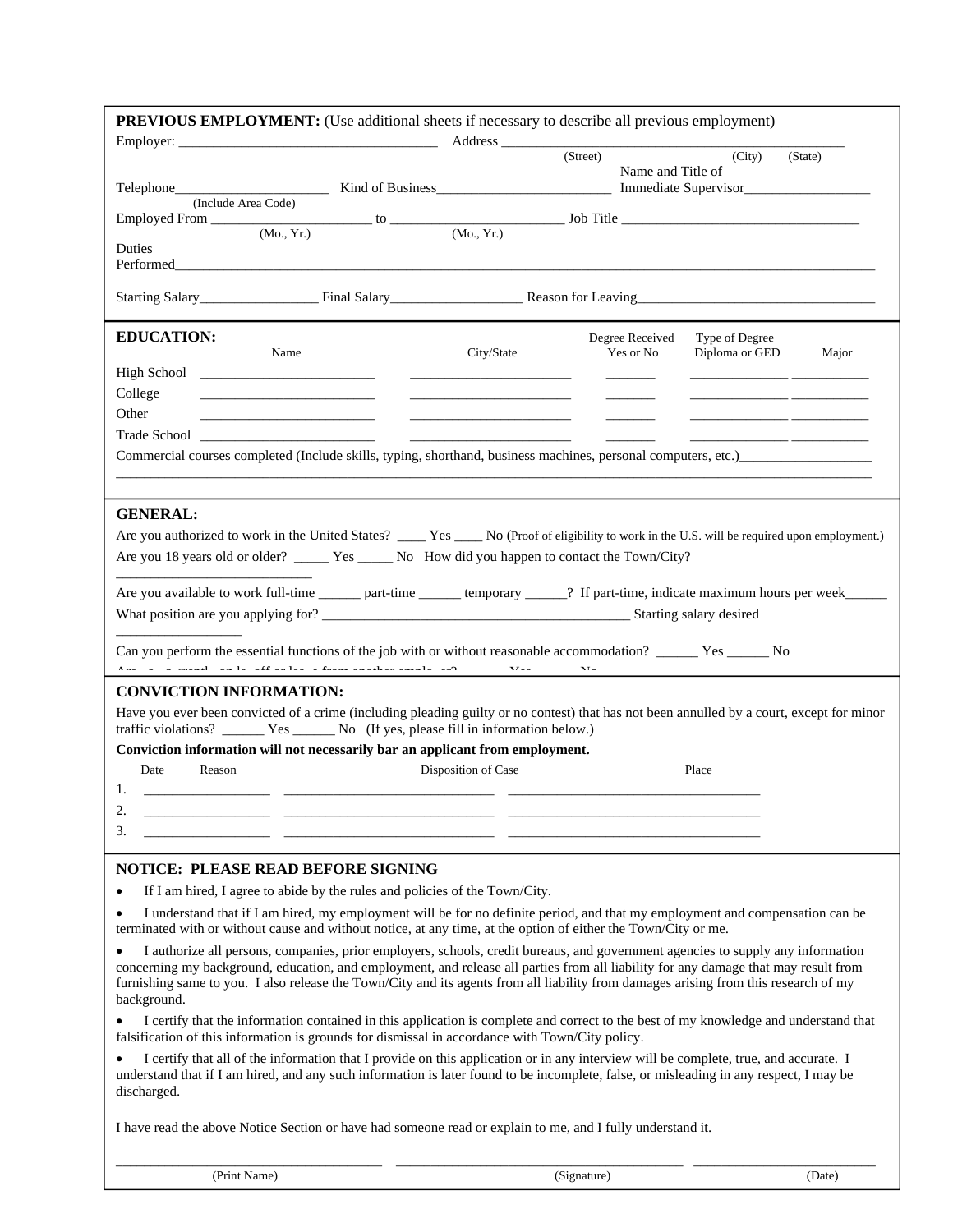**PREVIOUS EMPLOYMENT:** (Use additional sheets if necessary to describe all previous employment)

Employer: ____________________________________ Address _________________________________________________
(Street) (City) (State)

Telephone_____________________ (Include Area Code) Kind of Business________________________ Name and Title of Immediate Supervisor__________________

Employed From ______________________ (Mo., Yr.) to _______________________ (Mo., Yr.) Job Title _________________________________

Duties Performed_____________________________________________________________________________________________

Starting Salary________________ Final Salary__________________ Reason for Leaving__________________________________

**EDUCATION:**

| | Name | City/State | Degree Received Yes or No | Type of Degree Diploma or GED | Major |
|---|---|---|---|---|---|
| High School | ________________________ | _______________________ | _______ | ______________ | ___________ |
| College | ________________________ | _______________________ | _______ | ______________ | ___________ |
| Other | ________________________ | _______________________ | _______ | ______________ | ___________ |
| Trade School | ________________________ | _______________________ | _______ | ______________ | ___________ |

Commercial courses completed (Include skills, typing, shorthand, business machines, personal computers, etc.)___________________

_____________________________________________________________________________________________________

**GENERAL:**

Are you authorized to work in the United States? ____ Yes ____ No (Proof of eligibility to work in the U.S. will be required upon employment.)

Are you 18 years old or older? _____ Yes _____ No How did you happen to contact the Town/City?

____________________________

Are you available to work full-time ______ part-time ______ temporary ______? If part-time, indicate maximum hours per week______

What position are you applying for? ____________________________________________ Starting salary desired

_________________

Can you perform the essential functions of the job with or without reasonable accommodation? ______ Yes ______ No

**CONVICTION INFORMATION:**

Have you ever been convicted of a crime (including pleading guilty or no contest) that has not been annulled by a court, except for minor traffic violations? ______ Yes ______ No (If yes, please fill in information below.)

**Conviction information will not necessarily bar an applicant from employment.**

| | Date | Reason | Disposition of Case | Place |
|---|---|---|---|---|
| 1. | __________________ | ______________________________ | | ____________________________________ |
| 2. | __________________ | ______________________________ | | ____________________________________ |
| 3. | __________________ | ______________________________ | | ____________________________________ |

**NOTICE: PLEASE READ BEFORE SIGNING**

- If I am hired, I agree to abide by the rules and policies of the Town/City.
- I understand that if I am hired, my employment will be for no definite period, and that my employment and compensation can be terminated with or without cause and without notice, at any time, at the option of either the Town/City or me.
- I authorize all persons, companies, prior employers, schools, credit bureaus, and government agencies to supply any information concerning my background, education, and employment, and release all parties from all liability for any damage that may result from furnishing same to you. I also release the Town/City and its agents from all liability from damages arising from this research of my background.
- I certify that the information contained in this application is complete and correct to the best of my knowledge and understand that falsification of this information is grounds for dismissal in accordance with Town/City policy.
- I certify that all of the information that I provide on this application or in any interview will be complete, true, and accurate. I understand that if I am hired, and any such information is later found to be incomplete, false, or misleading in any respect, I may be discharged.

I have read the above Notice Section or have had someone read or explain to me, and I fully understand it.

_____________________________________ (Print Name) ________________________________________ (Signature) _________________________ (Date)